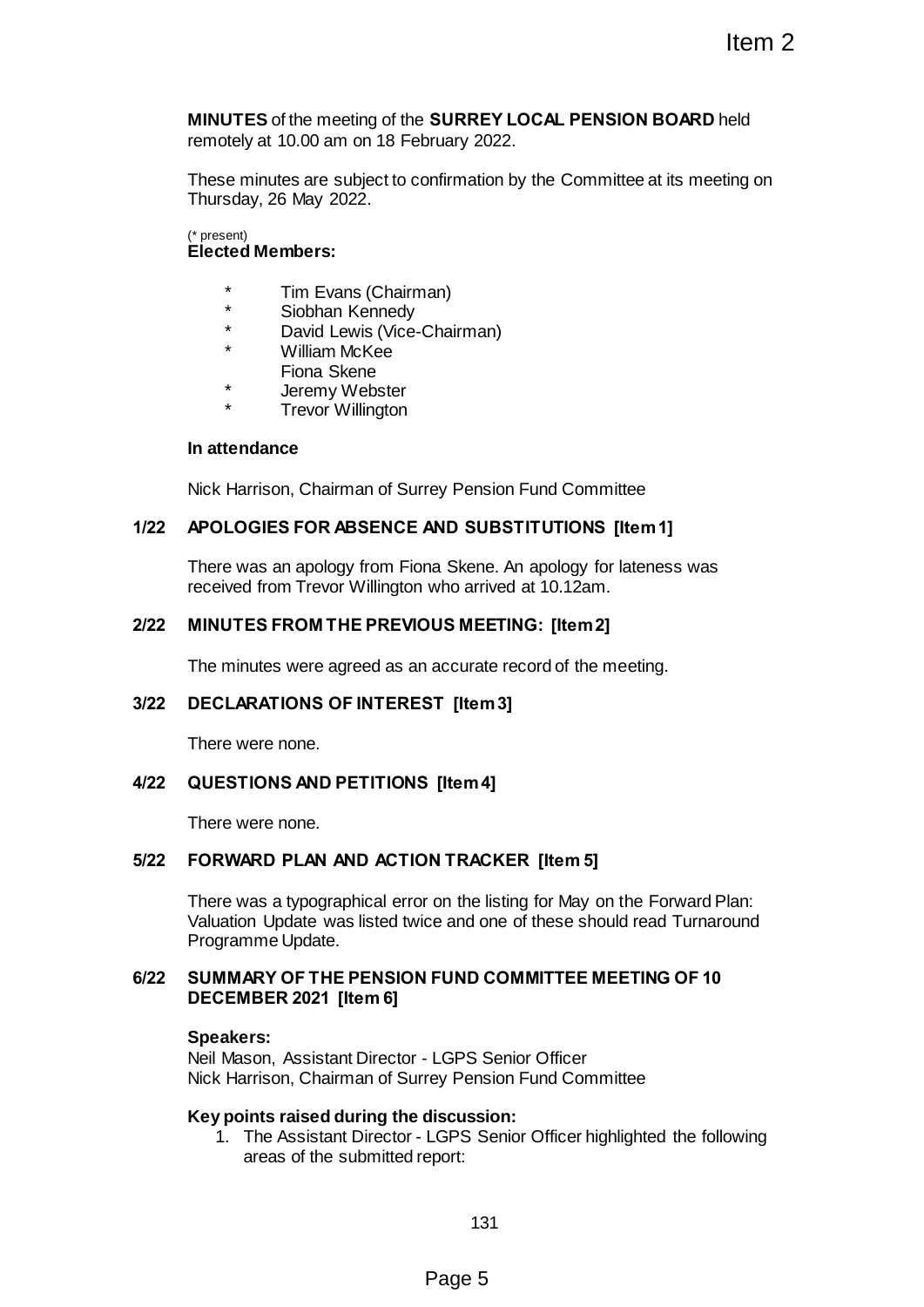**MINUTES** of the meeting of the **SURREY LOCAL PENSION BOARD** held remotely at 10.00 am on 18 February 2022.

These minutes are subject to confirmation by the Committee at its meeting on Thursday, 26 May 2022.

(* present)

**Elected Members:**

- \* Tim Evans (Chairman)
- \* Siobhan Kennedy
- \* David Lewis (Vice-Chairman)
- \* William McKee
- Fiona Skene
- \* Jeremy Webster
- \* Trevor Willington

**In attendance**

Nick Harrison, Chairman of Surrey Pension Fund Committee

## 1/22 APOLOGIES FOR ABSENCE AND SUBSTITUTIONS [Item 1]

There was an apology from Fiona Skene. An apology for lateness was received from Trevor Willington who arrived at 10.12am.

## 2/22 MINUTES FROM THE PREVIOUS MEETING: [Item 2]

The minutes were agreed as an accurate record of the meeting.

## 3/22 DECLARATIONS OF INTEREST [Item 3]

There were none.

## 4/22 QUESTIONS AND PETITIONS [Item 4]

There were none.

## 5/22 FORWARD PLAN AND ACTION TRACKER [Item 5]

There was a typographical error on the listing for May on the Forward Plan: Valuation Update was listed twice and one of these should read Turnaround Programme Update.

## 6/22 SUMMARY OF THE PENSION FUND COMMITTEE MEETING OF 10 DECEMBER 2021 [Item 6]

**Speakers:**

Neil Mason, Assistant Director - LGPS Senior Officer
Nick Harrison, Chairman of Surrey Pension Fund Committee

**Key points raised during the discussion:**

1. The Assistant Director - LGPS Senior Officer highlighted the following areas of the submitted report: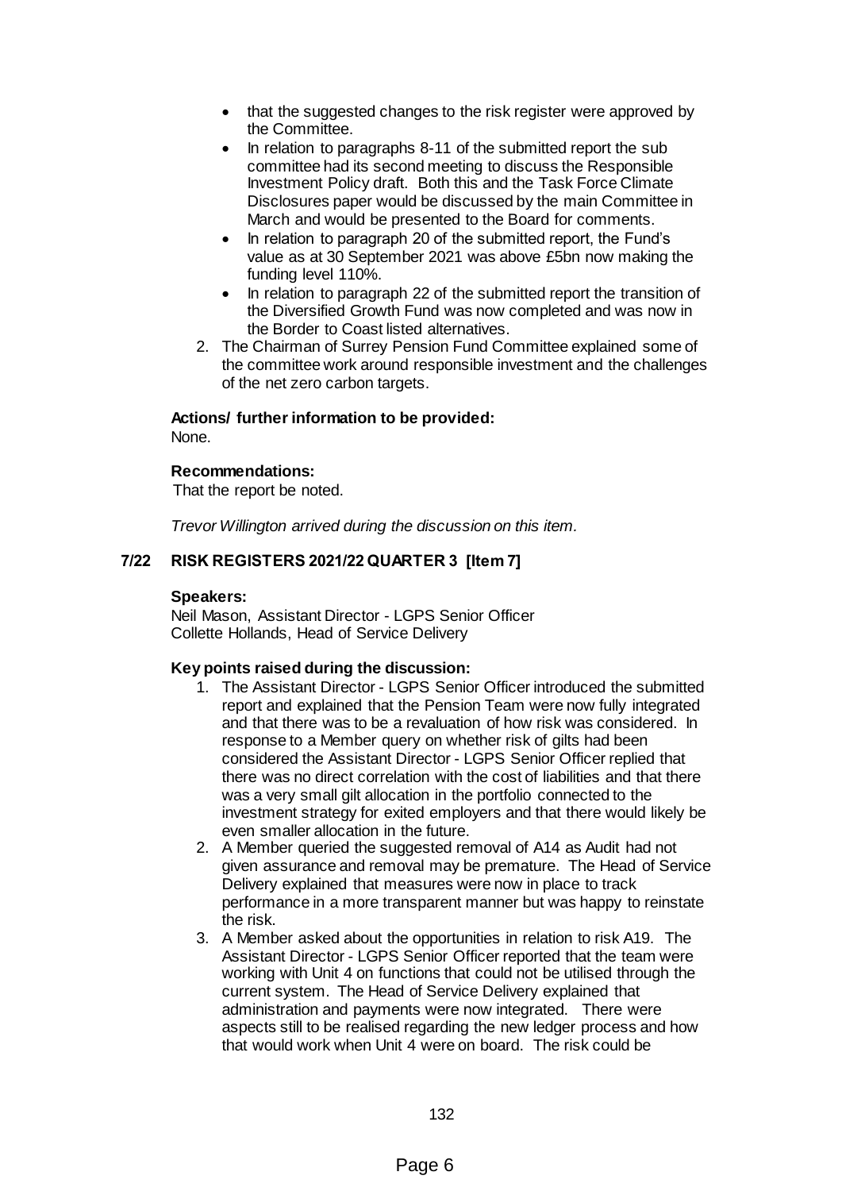- that the suggested changes to the risk register were approved by the Committee.
- In relation to paragraphs 8-11 of the submitted report the sub committee had its second meeting to discuss the Responsible Investment Policy draft. Both this and the Task Force Climate Disclosures paper would be discussed by the main Committee in March and would be presented to the Board for comments.
- In relation to paragraph 20 of the submitted report, the Fund's value as at 30 September 2021 was above £5bn now making the funding level 110%.
- In relation to paragraph 22 of the submitted report the transition of the Diversified Growth Fund was now completed and was now in the Border to Coast listed alternatives.

2. The Chairman of Surrey Pension Fund Committee explained some of the committee work around responsible investment and the challenges of the net zero carbon targets.

**Actions/ further information to be provided:**
None.

**Recommendations:**
That the report be noted.

*Trevor Willington arrived during the discussion on this item.*

## 7/22 RISK REGISTERS 2021/22 QUARTER 3 [Item 7]

**Speakers:**
Neil Mason, Assistant Director - LGPS Senior Officer
Collette Hollands, Head of Service Delivery

**Key points raised during the discussion:**

1. The Assistant Director - LGPS Senior Officer introduced the submitted report and explained that the Pension Team were now fully integrated and that there was to be a revaluation of how risk was considered. In response to a Member query on whether risk of gilts had been considered the Assistant Director - LGPS Senior Officer replied that there was no direct correlation with the cost of liabilities and that there was a very small gilt allocation in the portfolio connected to the investment strategy for exited employers and that there would likely be even smaller allocation in the future.
2. A Member queried the suggested removal of A14 as Audit had not given assurance and removal may be premature. The Head of Service Delivery explained that measures were now in place to track performance in a more transparent manner but was happy to reinstate the risk.
3. A Member asked about the opportunities in relation to risk A19. The Assistant Director - LGPS Senior Officer reported that the team were working with Unit 4 on functions that could not be utilised through the current system. The Head of Service Delivery explained that administration and payments were now integrated. There were aspects still to be realised regarding the new ledger process and how that would work when Unit 4 were on board. The risk could be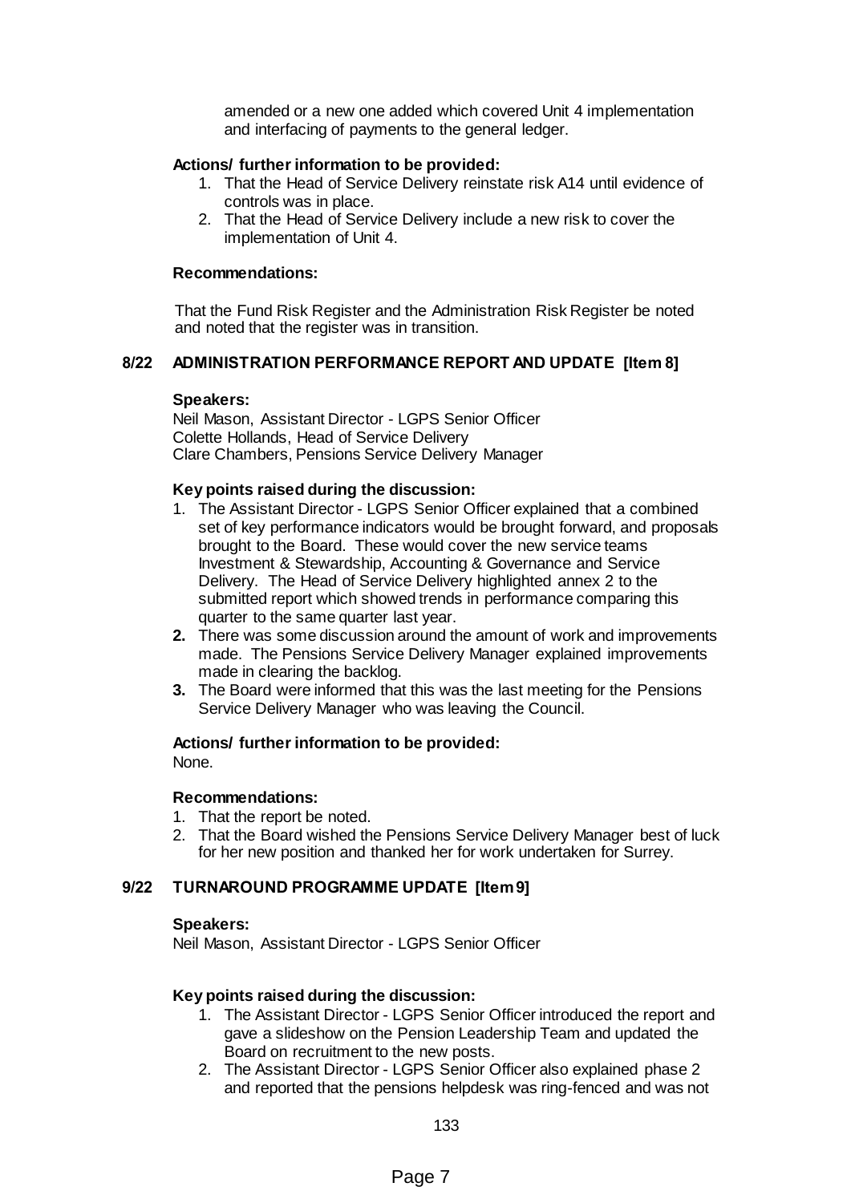amended or a new one added which covered Unit 4 implementation and interfacing of payments to the general ledger.

**Actions/ further information to be provided:**

1. That the Head of Service Delivery reinstate risk A14 until evidence of controls was in place.
2. That the Head of Service Delivery include a new risk to cover the implementation of Unit 4.

**Recommendations:**

That the Fund Risk Register and the Administration Risk Register be noted and noted that the register was in transition.

## 8/22 ADMINISTRATION PERFORMANCE REPORT AND UPDATE [Item 8]

**Speakers:**

Neil Mason, Assistant Director - LGPS Senior Officer
Colette Hollands, Head of Service Delivery
Clare Chambers, Pensions Service Delivery Manager

**Key points raised during the discussion:**

1. The Assistant Director - LGPS Senior Officer explained that a combined set of key performance indicators would be brought forward, and proposals brought to the Board. These would cover the new service teams Investment & Stewardship, Accounting & Governance and Service Delivery. The Head of Service Delivery highlighted annex 2 to the submitted report which showed trends in performance comparing this quarter to the same quarter last year.
2. There was some discussion around the amount of work and improvements made. The Pensions Service Delivery Manager explained improvements made in clearing the backlog.
3. The Board were informed that this was the last meeting for the Pensions Service Delivery Manager who was leaving the Council.

**Actions/ further information to be provided:**

None.

**Recommendations:**

1. That the report be noted.
2. That the Board wished the Pensions Service Delivery Manager best of luck for her new position and thanked her for work undertaken for Surrey.

## 9/22 TURNAROUND PROGRAMME UPDATE [Item 9]

**Speakers:**

Neil Mason, Assistant Director - LGPS Senior Officer

**Key points raised during the discussion:**

1. The Assistant Director - LGPS Senior Officer introduced the report and gave a slideshow on the Pension Leadership Team and updated the Board on recruitment to the new posts.
2. The Assistant Director - LGPS Senior Officer also explained phase 2 and reported that the pensions helpdesk was ring-fenced and was not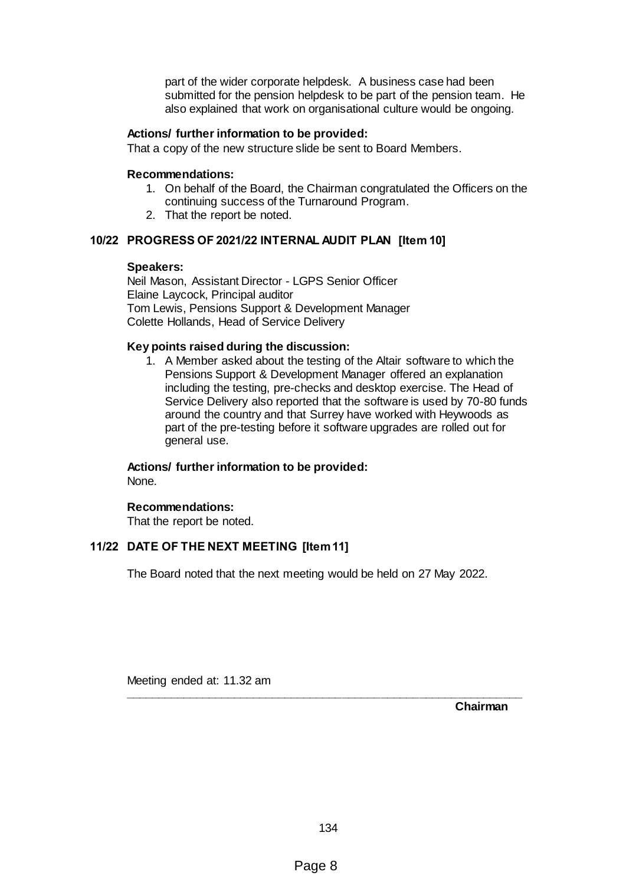part of the wider corporate helpdesk. A business case had been submitted for the pension helpdesk to be part of the pension team. He also explained that work on organisational culture would be ongoing.

**Actions/ further information to be provided:**

That a copy of the new structure slide be sent to Board Members.

**Recommendations:**

1. On behalf of the Board, the Chairman congratulated the Officers on the continuing success of the Turnaround Program.
2. That the report be noted.

## 10/22 PROGRESS OF 2021/22 INTERNAL AUDIT PLAN [Item 10]

**Speakers:**

Neil Mason, Assistant Director - LGPS Senior Officer
Elaine Laycock, Principal auditor
Tom Lewis, Pensions Support & Development Manager
Colette Hollands, Head of Service Delivery

**Key points raised during the discussion:**

1. A Member asked about the testing of the Altair software to which the Pensions Support & Development Manager offered an explanation including the testing, pre-checks and desktop exercise. The Head of Service Delivery also reported that the software is used by 70-80 funds around the country and that Surrey have worked with Heywoods as part of the pre-testing before it software upgrades are rolled out for general use.

**Actions/ further information to be provided:**

None.

**Recommendations:**

That the report be noted.

## 11/22 DATE OF THE NEXT MEETING [Item 11]

The Board noted that the next meeting would be held on 27 May 2022.

Meeting ended at: 11.32 am

______________________________________________________________

**Chairman**